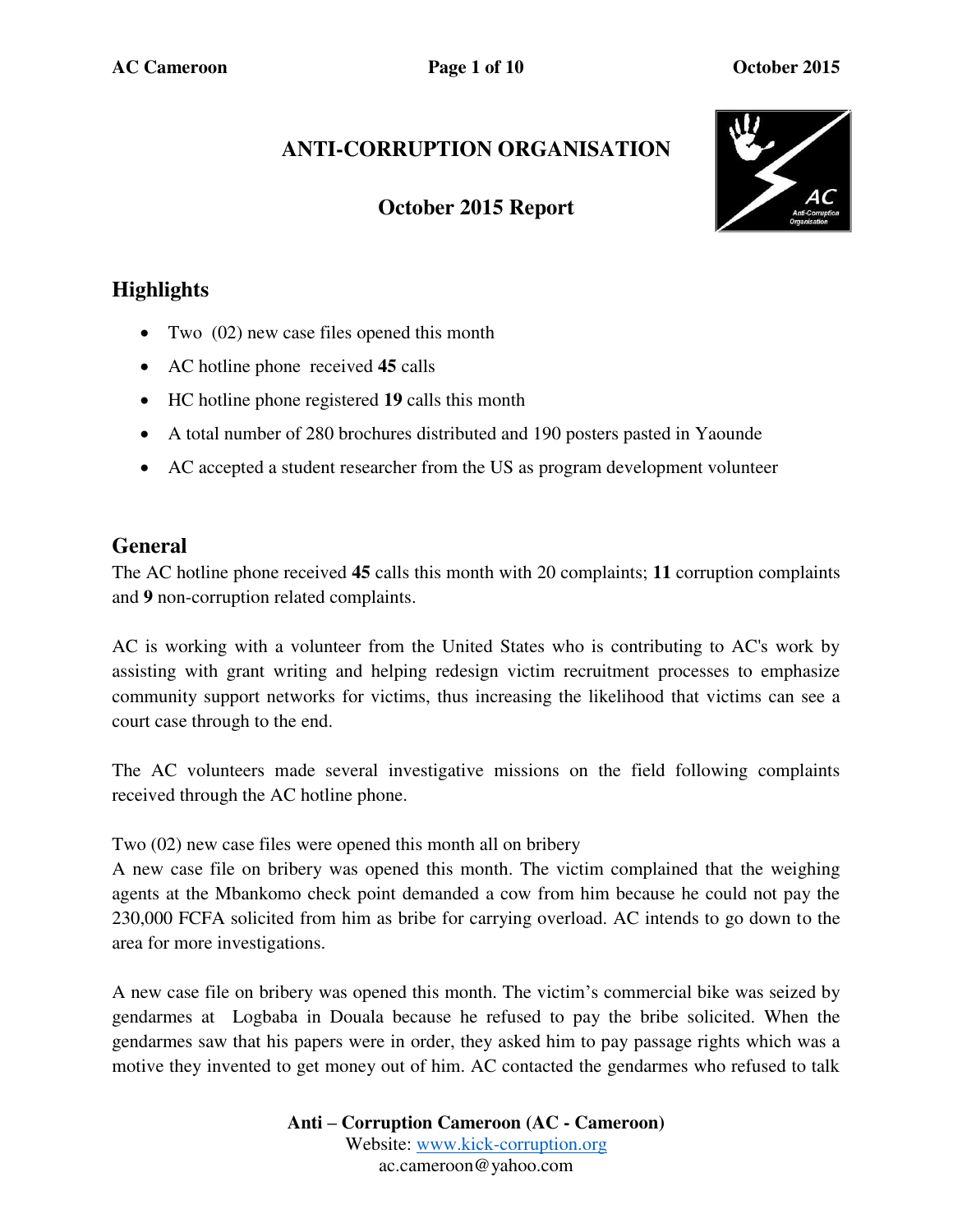# ANTI-CORRUPTION ORGANISATION

## October 2015 Report

## Highlights

- Two (02) new case files opened this month
- AC hotline phone received **45** calls
- HC hotline phone registered **19** calls this month
- A total number of 280 brochures distributed and 190 posters pasted in Yaounde
- AC accepted a student researcher from the US as program development volunteer

## General

The AC hotline phone received **45** calls this month with 20 complaints; **11** corruption complaints and **9** non-corruption related complaints.

AC is working with a volunteer from the United States who is contributing to AC's work by assisting with grant writing and helping redesign victim recruitment processes to emphasize community support networks for victims, thus increasing the likelihood that victims can see a court case through to the end.

The AC volunteers made several investigative missions on the field following complaints received through the AC hotline phone.

Two (02) new case files were opened this month all on bribery
A new case file on bribery was opened this month. The victim complained that the weighing agents at the Mbankomo check point demanded a cow from him because he could not pay the 230,000 FCFA solicited from him as bribe for carrying overload. AC intends to go down to the area for more investigations.

A new case file on bribery was opened this month. The victim's commercial bike was seized by gendarmes at Logbaba in Douala because he refused to pay the bribe solicited. When the gendarmes saw that his papers were in order, they asked him to pay passage rights which was a motive they invented to get money out of him. AC contacted the gendarmes who refused to talk

**Anti – Corruption Cameroon (AC - Cameroon)**
Website: www.kick-corruption.org
ac.cameroon@yahoo.com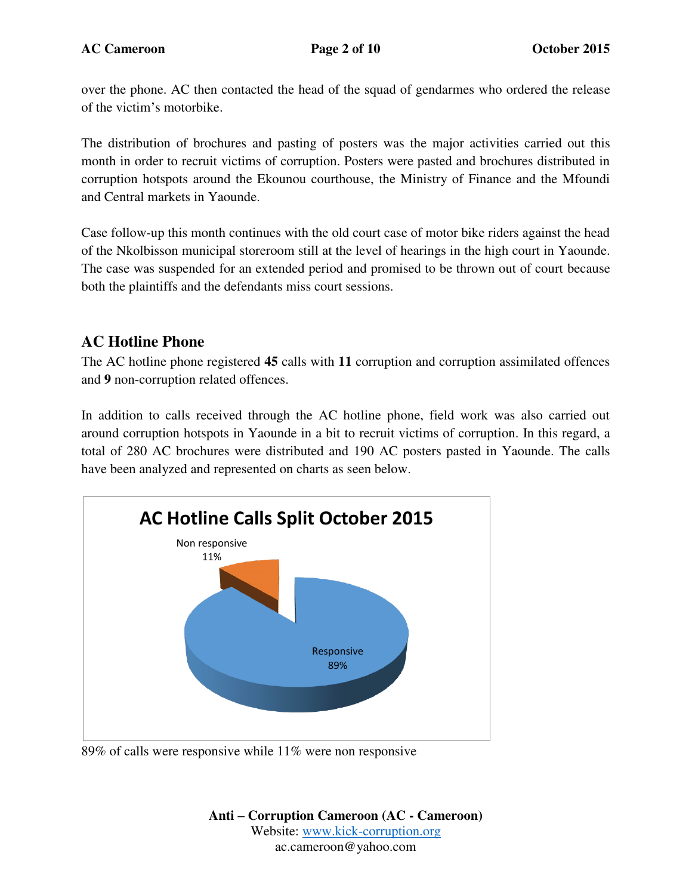over the phone. AC then contacted the head of the squad of gendarmes who ordered the release of the victim's motorbike.

The distribution of brochures and pasting of posters was the major activities carried out this month in order to recruit victims of corruption. Posters were pasted and brochures distributed in corruption hotspots around the Ekounou courthouse, the Ministry of Finance and the Mfoundi and Central markets in Yaounde.

Case follow-up this month continues with the old court case of motor bike riders against the head of the Nkolbisson municipal storeroom still at the level of hearings in the high court in Yaounde. The case was suspended for an extended period and promised to be thrown out of court because both the plaintiffs and the defendants miss court sessions.

## AC Hotline Phone

The AC hotline phone registered **45** calls with **11** corruption and corruption assimilated offences and **9** non-corruption related offences.

In addition to calls received through the AC hotline phone, field work was also carried out around corruption hotspots in Yaounde in a bit to recruit victims of corruption. In this regard, a total of 280 AC brochures were distributed and 190 AC posters pasted in Yaounde. The calls have been analyzed and represented on charts as seen below.

**AC Hotline Calls Split October 2015**

| Category | Percentage |
|---|---|
| Non responsive | 11% |
| Responsive | 89% |

89% of calls were responsive while 11% were non responsive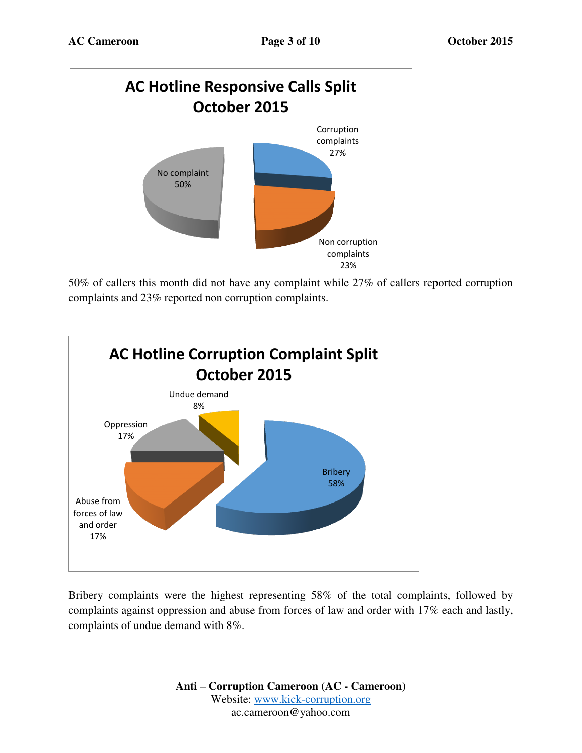**AC Hotline Responsive Calls Split October 2015**

- No complaint 50%
- Corruption complaints 27%
- Non corruption complaints 23%

50% of callers this month did not have any complaint while 27% of callers reported corruption complaints and 23% reported non corruption complaints.

**AC Hotline Corruption Complaint Split October 2015**

- Bribery 58%
- Oppression 17%
- Abuse from forces of law and order 17%
- Undue demand 8%

Bribery complaints were the highest representing 58% of the total complaints, followed by complaints against oppression and abuse from forces of law and order with 17% each and lastly, complaints of undue demand with 8%.

**Anti – Corruption Cameroon (AC - Cameroon)**
Website: www.kick-corruption.org
ac.cameroon@yahoo.com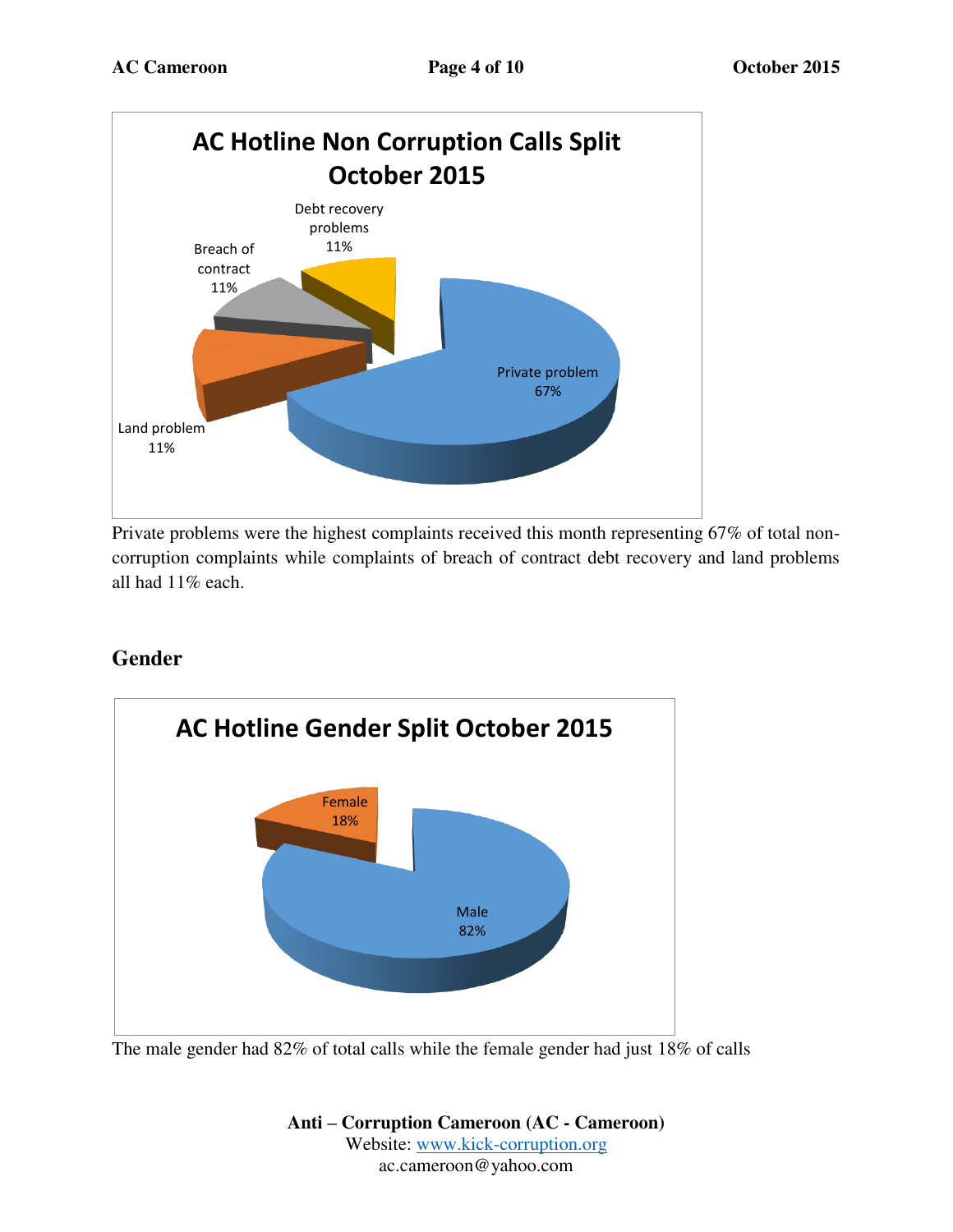**AC Hotline Non Corruption Calls Split October 2015**

- Private problem 67%
- Land problem 11%
- Breach of contract 11%
- Debt recovery problems 11%

Private problems were the highest complaints received this month representing 67% of total non-corruption complaints while complaints of breach of contract debt recovery and land problems all had 11% each.

## Gender

**AC Hotline Gender Split October 2015**

- Male 82%
- Female 18%

The male gender had 82% of total calls while the female gender had just 18% of calls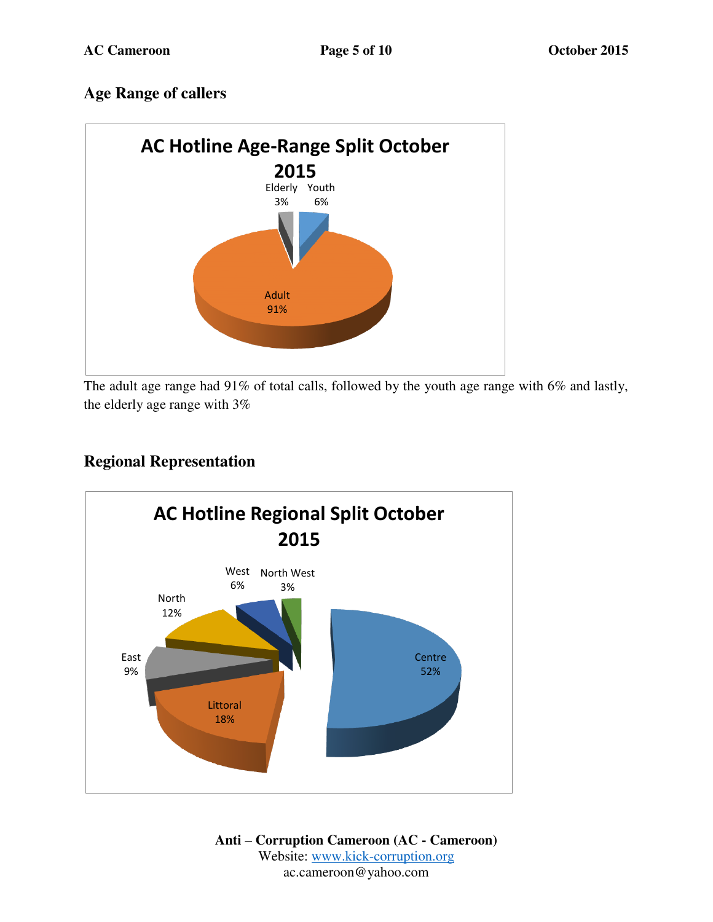## Age Range of callers

**AC Hotline Age-Range Split October 2015**

| Age Range | Percentage |
|---|---|
| Elderly | 3% |
| Youth | 6% |
| Adult | 91% |

The adult age range had 91% of total calls, followed by the youth age range with 6% and lastly, the elderly age range with 3%

## Regional Representation

**AC Hotline Regional Split October 2015**

| Region | Percentage |
|---|---|
| Centre | 52% |
| Littoral | 18% |
| East | 9% |
| North | 12% |
| West | 6% |
| North West | 3% |

**Anti – Corruption Cameroon (AC - Cameroon)**
Website: www.kick-corruption.org
ac.cameroon@yahoo.com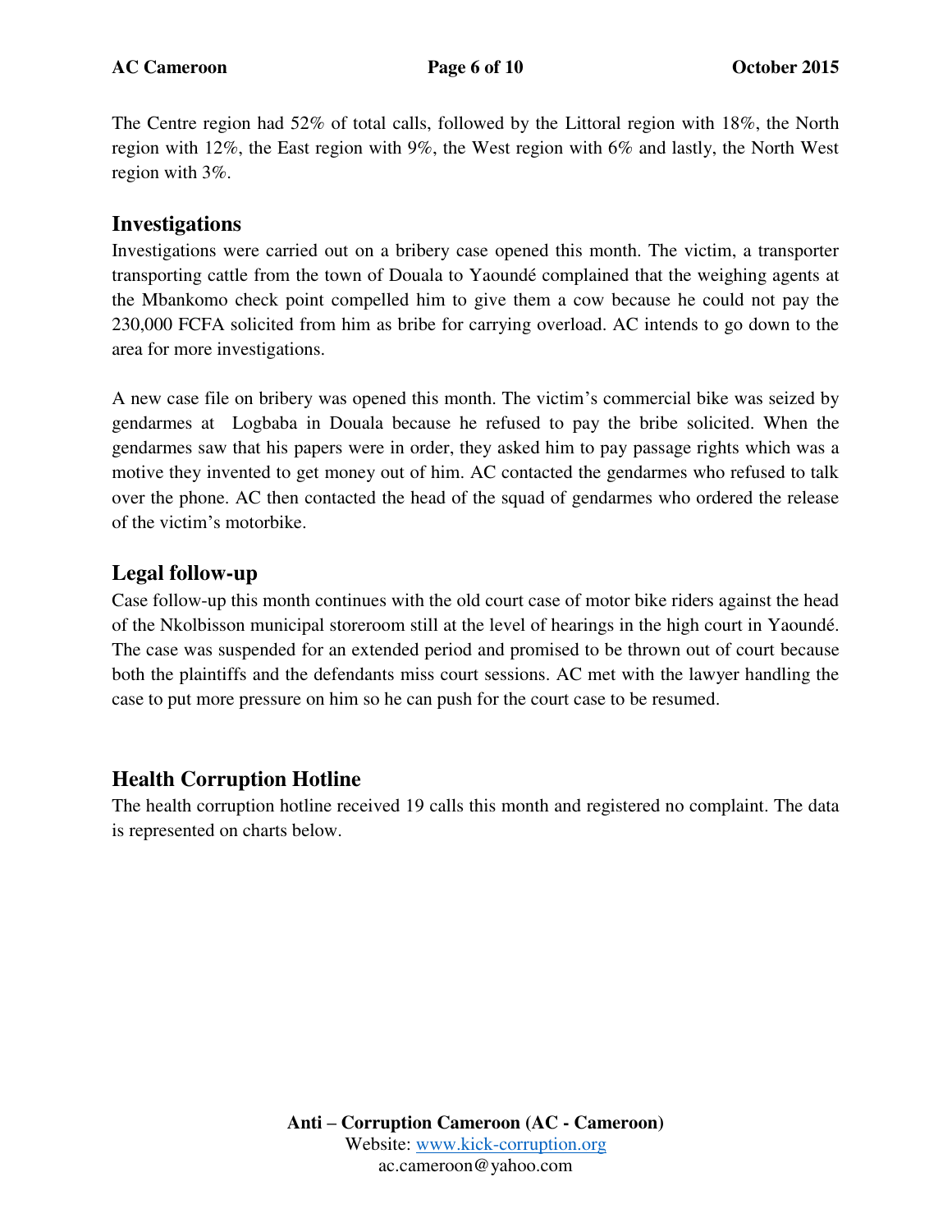The Centre region had 52% of total calls, followed by the Littoral region with 18%, the North region with 12%, the East region with 9%, the West region with 6% and lastly, the North West region with 3%.

## Investigations

Investigations were carried out on a bribery case opened this month. The victim, a transporter transporting cattle from the town of Douala to Yaoundé complained that the weighing agents at the Mbankomo check point compelled him to give them a cow because he could not pay the 230,000 FCFA solicited from him as bribe for carrying overload. AC intends to go down to the area for more investigations.

A new case file on bribery was opened this month. The victim's commercial bike was seized by gendarmes at Logbaba in Douala because he refused to pay the bribe solicited. When the gendarmes saw that his papers were in order, they asked him to pay passage rights which was a motive they invented to get money out of him. AC contacted the gendarmes who refused to talk over the phone. AC then contacted the head of the squad of gendarmes who ordered the release of the victim's motorbike.

## Legal follow-up

Case follow-up this month continues with the old court case of motor bike riders against the head of the Nkolbisson municipal storeroom still at the level of hearings in the high court in Yaoundé. The case was suspended for an extended period and promised to be thrown out of court because both the plaintiffs and the defendants miss court sessions. AC met with the lawyer handling the case to put more pressure on him so he can push for the court case to be resumed.

## Health Corruption Hotline

The health corruption hotline received 19 calls this month and registered no complaint. The data is represented on charts below.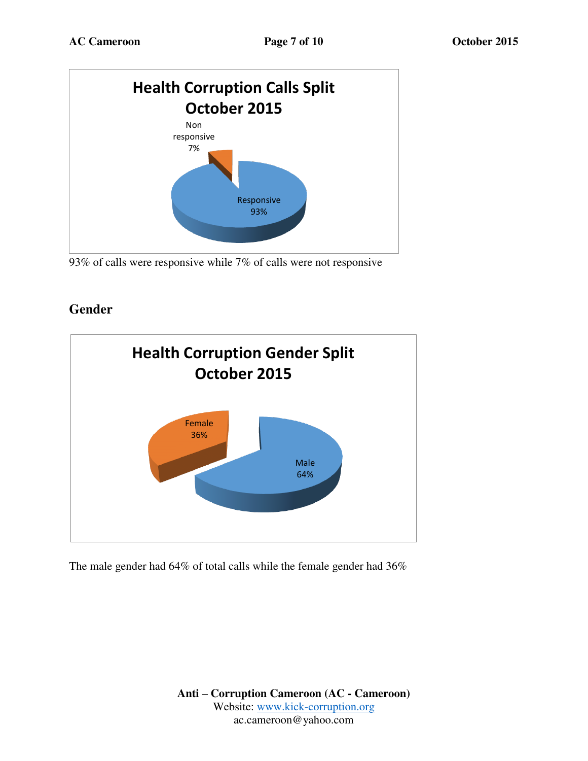**Health Corruption Calls Split October 2015**

Non responsive 7%

Responsive 93%

93% of calls were responsive while 7% of calls were not responsive

## Gender

**Health Corruption Gender Split October 2015**

Female 36%

Male 64%

The male gender had 64% of total calls while the female gender had 36%

**Anti – Corruption Cameroon (AC - Cameroon)**
Website: www.kick-corruption.org
ac.cameroon@yahoo.com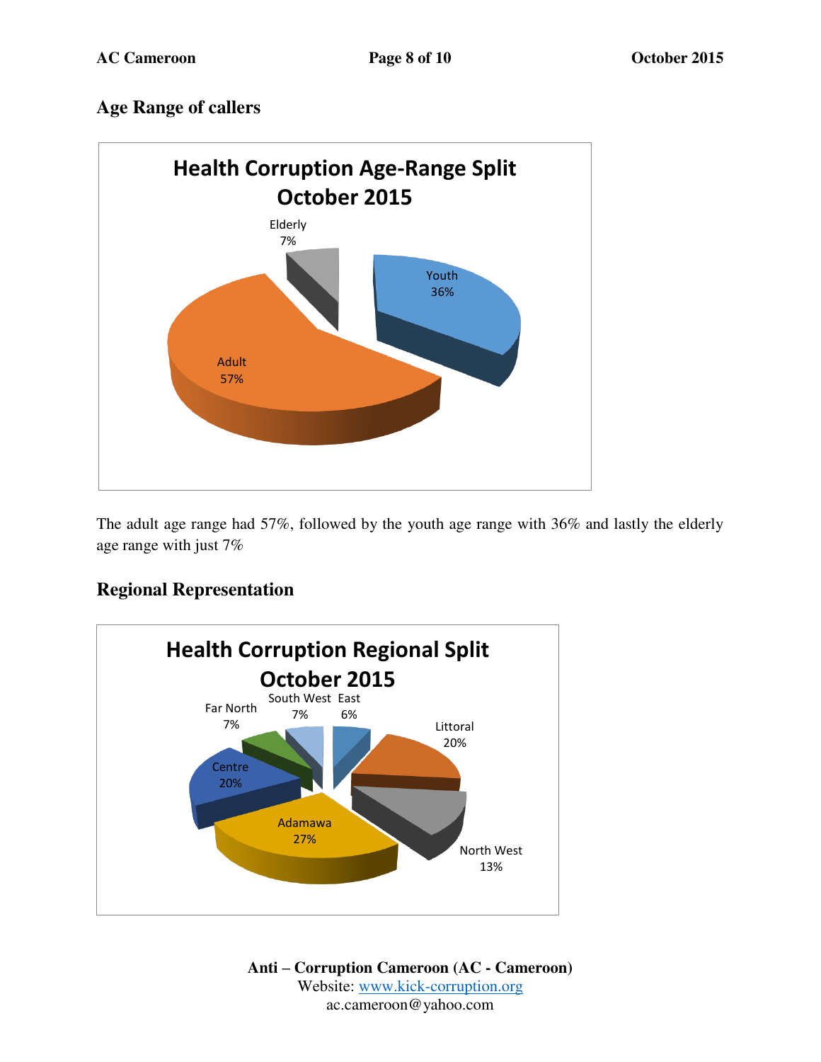## Age Range of callers

**Health Corruption Age-Range Split October 2015**

| Age Range | Percentage |
|---|---|
| Adult | 57% |
| Youth | 36% |
| Elderly | 7% |

The adult age range had 57%, followed by the youth age range with 36% and lastly the elderly age range with just 7%

## Regional Representation

**Health Corruption Regional Split October 2015**

| Region | Percentage |
|---|---|
| East | 6% |
| Littoral | 20% |
| North West | 13% |
| Adamawa | 27% |
| Centre | 20% |
| Far North | 7% |
| South West | 7% |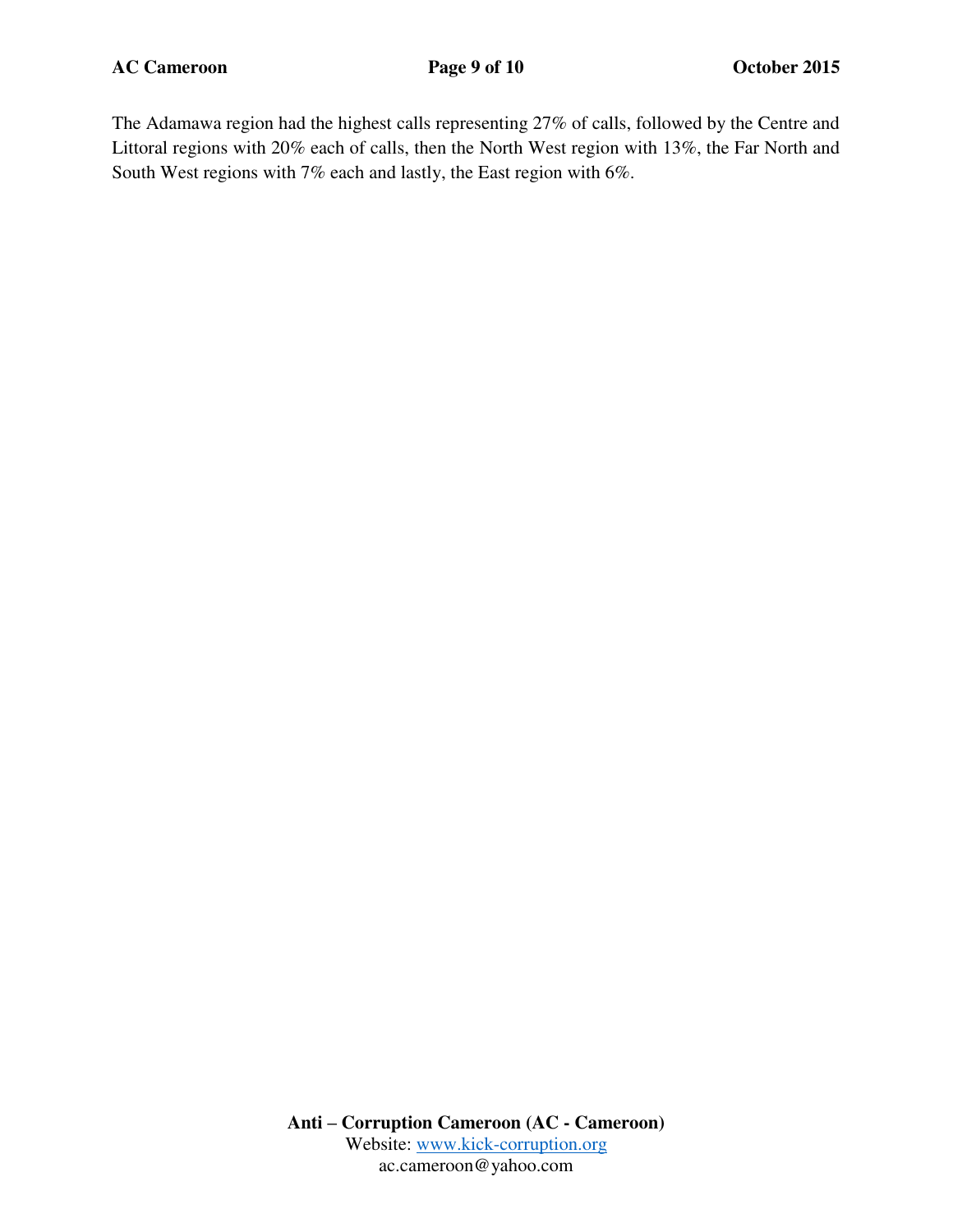The Adamawa region had the highest calls representing 27% of calls, followed by the Centre and Littoral regions with 20% each of calls, then the North West region with 13%, the Far North and South West regions with 7% each and lastly, the East region with 6%.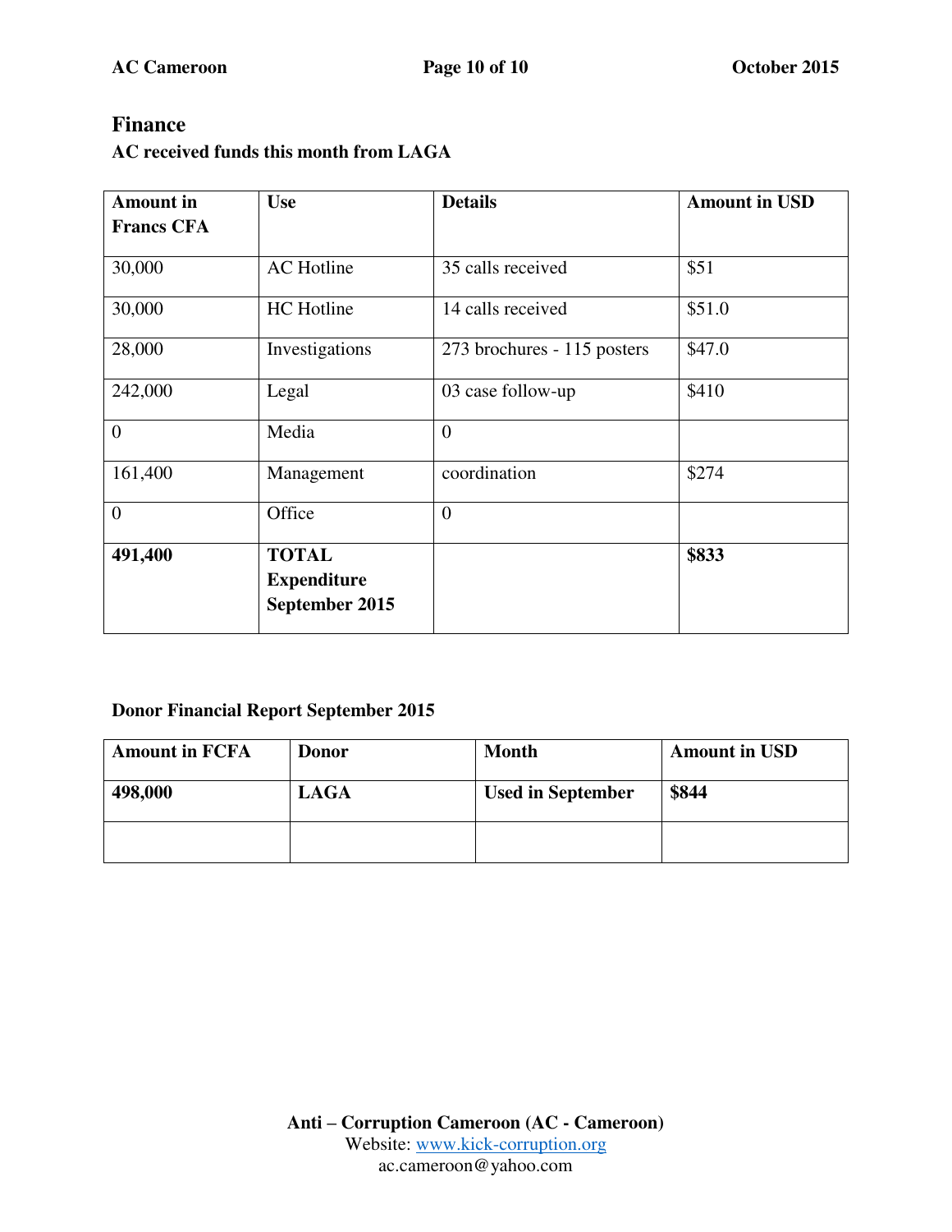## Finance

**AC received funds this month from LAGA**

| Amount in Francs CFA | Use | Details | Amount in USD |
|---|---|---|---|
| 30,000 | AC Hotline | 35 calls received | $51 |
| 30,000 | HC Hotline | 14 calls received | $51.0 |
| 28,000 | Investigations | 273 brochures - 115 posters | $47.0 |
| 242,000 | Legal | 03 case follow-up | $410 |
| 0 | Media | 0 | |
| 161,400 | Management | coordination | $274 |
| 0 | Office | 0 | |
| **491,400** | **TOTAL Expenditure September 2015** | | **$833** |

**Donor Financial Report September 2015**

| Amount in FCFA | Donor | Month | Amount in USD |
|---|---|---|---|
| **498,000** | **LAGA** | **Used in September** | **$844** |
| | | | |

**Anti – Corruption Cameroon (AC - Cameroon)**
Website: www.kick-corruption.org
ac.cameroon@yahoo.com